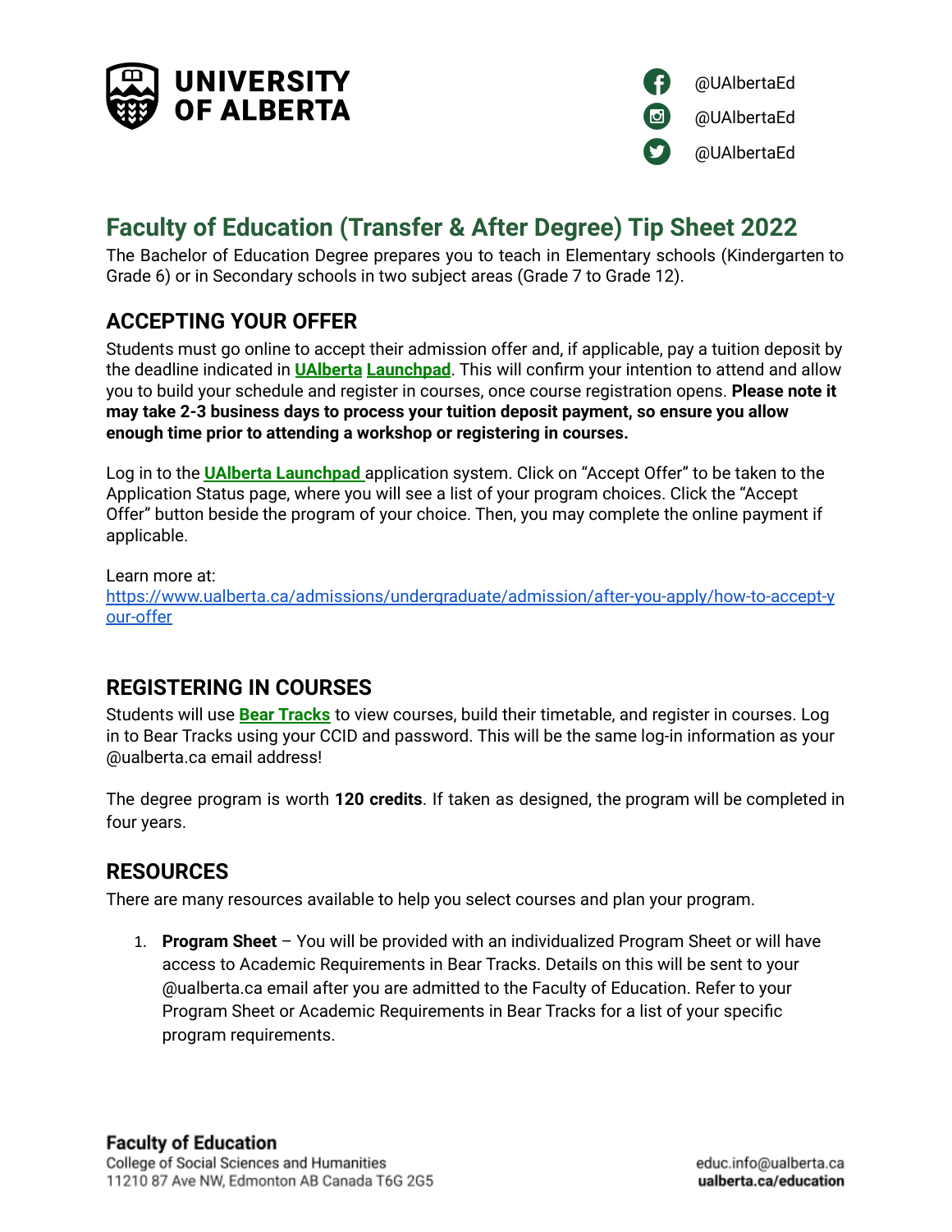UNIVERSITY OF ALBERTA

@UAlbertaEd
@UAlbertaEd
@UAlbertaEd

# Faculty of Education (Transfer & After Degree) Tip Sheet 2022

The Bachelor of Education Degree prepares you to teach in Elementary schools (Kindergarten to Grade 6) or in Secondary schools in two subject areas (Grade 7 to Grade 12).

## ACCEPTING YOUR OFFER

Students must go online to accept their admission offer and, if applicable, pay a tuition deposit by the deadline indicated in **UAlberta Launchpad**. This will confirm your intention to attend and allow you to build your schedule and register in courses, once course registration opens. **Please note it may take 2-3 business days to process your tuition deposit payment, so ensure you allow enough time prior to attending a workshop or registering in courses.**

Log in to the **UAlberta Launchpad** application system. Click on "Accept Offer" to be taken to the Application Status page, where you will see a list of your program choices. Click the "Accept Offer" button beside the program of your choice. Then, you may complete the online payment if applicable.

Learn more at:
https://www.ualberta.ca/admissions/undergraduate/admission/after-you-apply/how-to-accept-your-offer

## REGISTERING IN COURSES

Students will use **Bear Tracks** to view courses, build their timetable, and register in courses. Log in to Bear Tracks using your CCID and password. This will be the same log-in information as your @ualberta.ca email address!

The degree program is worth **120 credits**. If taken as designed, the program will be completed in four years.

## RESOURCES

There are many resources available to help you select courses and plan your program.

1. **Program Sheet** – You will be provided with an individualized Program Sheet or will have access to Academic Requirements in Bear Tracks. Details on this will be sent to your @ualberta.ca email after you are admitted to the Faculty of Education. Refer to your Program Sheet or Academic Requirements in Bear Tracks for a list of your specific program requirements.

**Faculty of Education**
College of Social Sciences and Humanities
11210 87 Ave NW, Edmonton AB Canada T6G 2G5

educ.info@ualberta.ca
**ualberta.ca/education**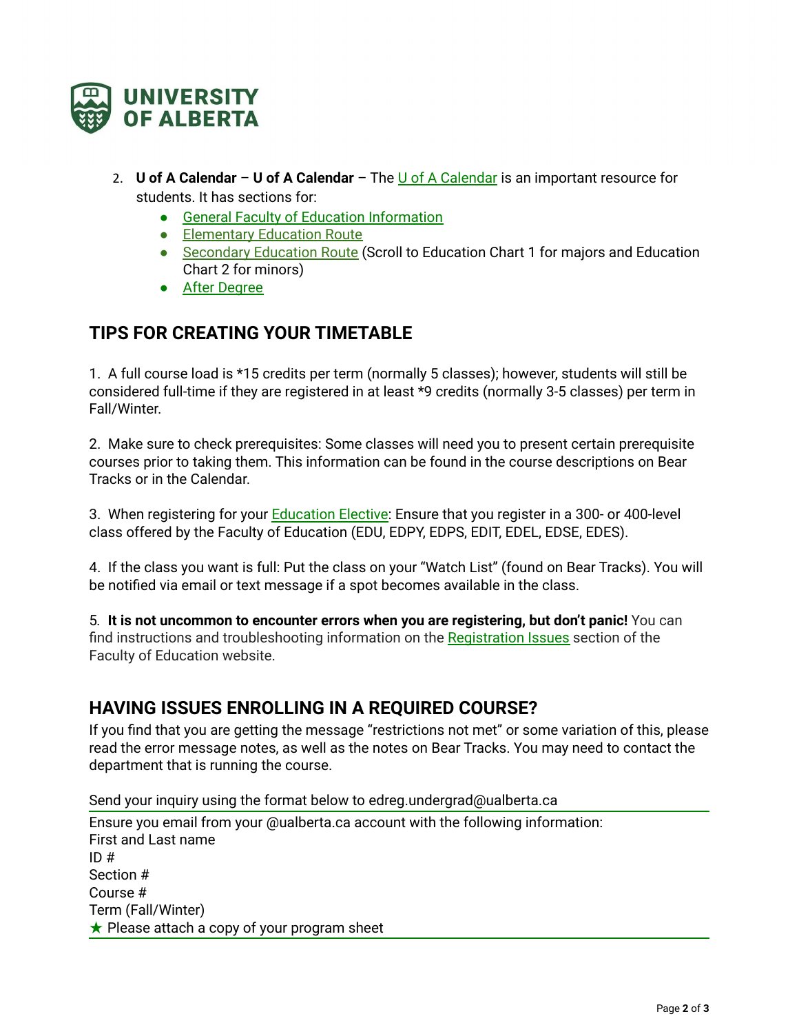2. **U of A Calendar** – **U of A Calendar** – The U of A Calendar is an important resource for students. It has sections for:
   - General Faculty of Education Information
   - Elementary Education Route
   - Secondary Education Route (Scroll to Education Chart 1 for majors and Education Chart 2 for minors)
   - After Degree

## TIPS FOR CREATING YOUR TIMETABLE

1. A full course load is *15 credits per term (normally 5 classes); however, students will still be considered full-time if they are registered in at least *9 credits (normally 3-5 classes) per term in Fall/Winter.

2. Make sure to check prerequisites: Some classes will need you to present certain prerequisite courses prior to taking them. This information can be found in the course descriptions on Bear Tracks or in the Calendar.

3. When registering for your Education Elective: Ensure that you register in a 300- or 400-level class offered by the Faculty of Education (EDU, EDPY, EDPS, EDIT, EDEL, EDSE, EDES).

4. If the class you want is full: Put the class on your "Watch List" (found on Bear Tracks). You will be notified via email or text message if a spot becomes available in the class.

5. **It is not uncommon to encounter errors when you are registering, but don't panic!** You can find instructions and troubleshooting information on the Registration Issues section of the Faculty of Education website.

## HAVING ISSUES ENROLLING IN A REQUIRED COURSE?

If you find that you are getting the message "restrictions not met" or some variation of this, please read the error message notes, as well as the notes on Bear Tracks. You may need to contact the department that is running the course.

Send your inquiry using the format below to edreg.undergrad@ualberta.ca

Ensure you email from your @ualberta.ca account with the following information:
First and Last name
ID #
Section #
Course #
Term (Fall/Winter)
★ Please attach a copy of your program sheet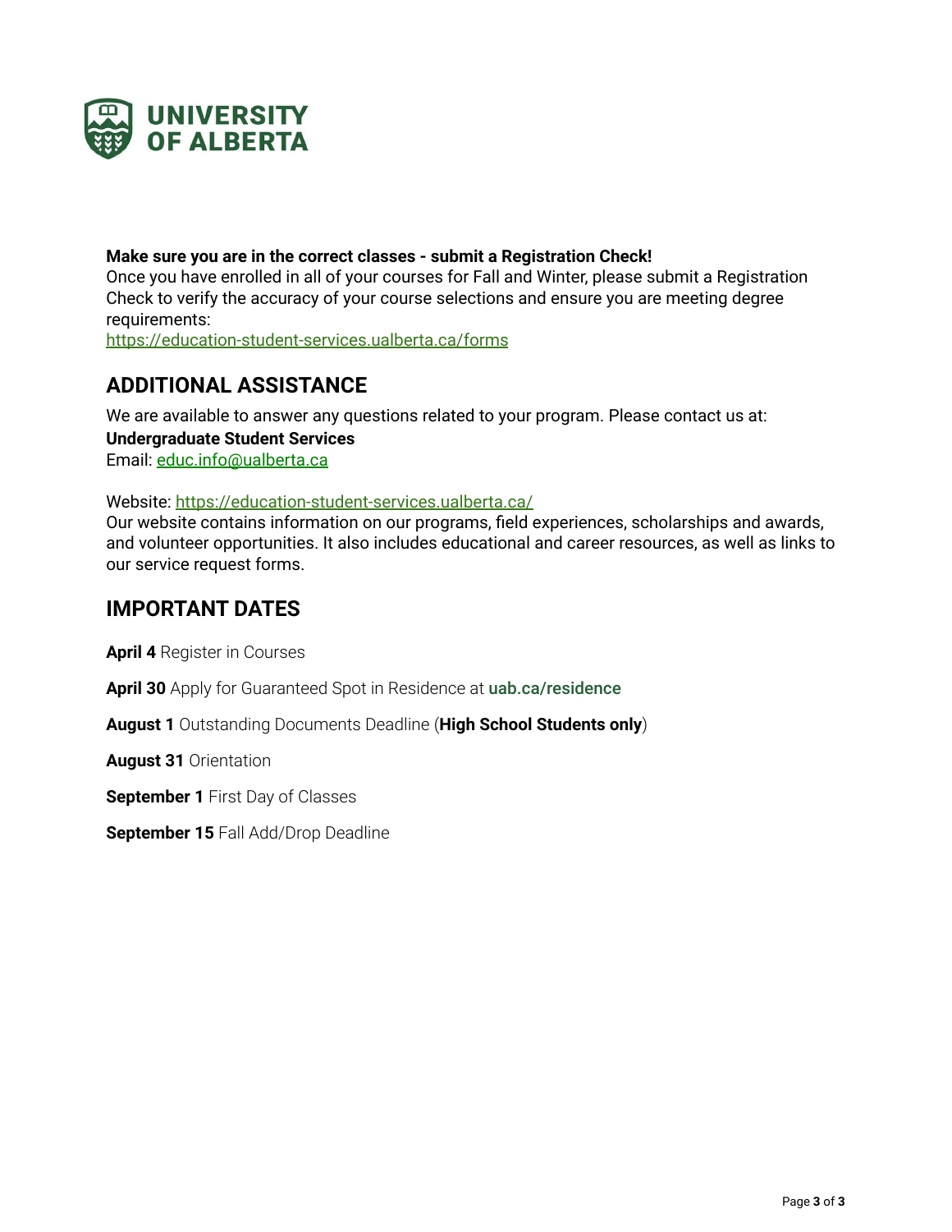UNIVERSITY OF ALBERTA

**Make sure you are in the correct classes - submit a Registration Check!**
Once you have enrolled in all of your courses for Fall and Winter, please submit a Registration Check to verify the accuracy of your course selections and ensure you are meeting degree requirements:
https://education-student-services.ualberta.ca/forms

## ADDITIONAL ASSISTANCE

We are available to answer any questions related to your program. Please contact us at:
**Undergraduate Student Services**
Email: educ.info@ualberta.ca

Website: https://education-student-services.ualberta.ca/
Our website contains information on our programs, field experiences, scholarships and awards, and volunteer opportunities. It also includes educational and career resources, as well as links to our service request forms.

## IMPORTANT DATES

**April 4** Register in Courses

**April 30** Apply for Guaranteed Spot in Residence at **uab.ca/residence**

**August 1** Outstanding Documents Deadline (**High School Students only**)

**August 31** Orientation

**September 1** First Day of Classes

**September 15** Fall Add/Drop Deadline